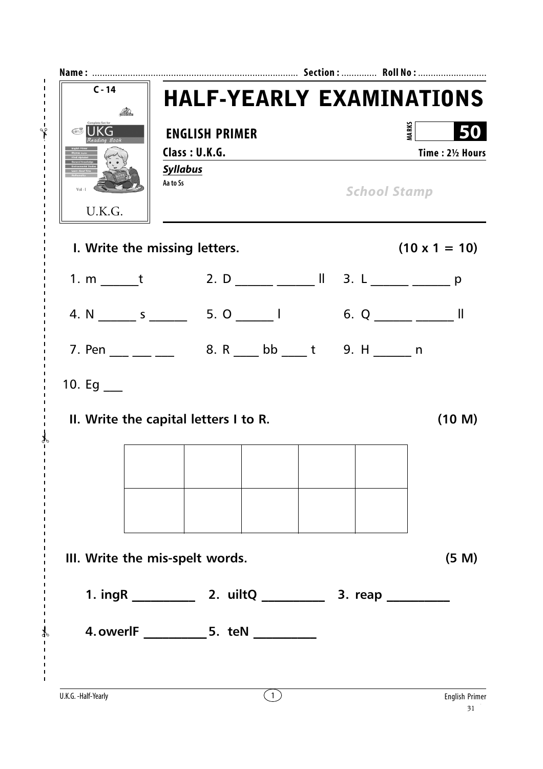Name : ........................................................................ Section : ............. Roll No : ...........................

C - 14

UKG Reading Book

U.K.G.

# HALF-YEARLY EXAMINATIONS

**ENGLISH PRIMER**

**MARKS** **50**

**Class : U.K.G.** **Time : 2½ Hours**

***Syllabus***

Aa to Ss

*School Stamp*

## I. Write the missing letters. (10 x 1 = 10)

1. m ______t
2. D ______ ______ ll
3. L ______ ______ p
4. N ______ s ______
5. O ______ l
6. Q ______ ______ ll
7. Pen ___ ___ ___
8. R ____ bb ____ t
9. H ______ n
10. Eg ___

## II. Write the capital letters I to R. (10 M)

| | | | | |
|---|---|---|---|---|
| | | | | |
| | | | | |

## III. Write the mis-spelt words. (5 M)

1. **ingR** __________
2. **uiltQ** __________
3. **reap** __________
4. **owerlF** __________
5. **teN** __________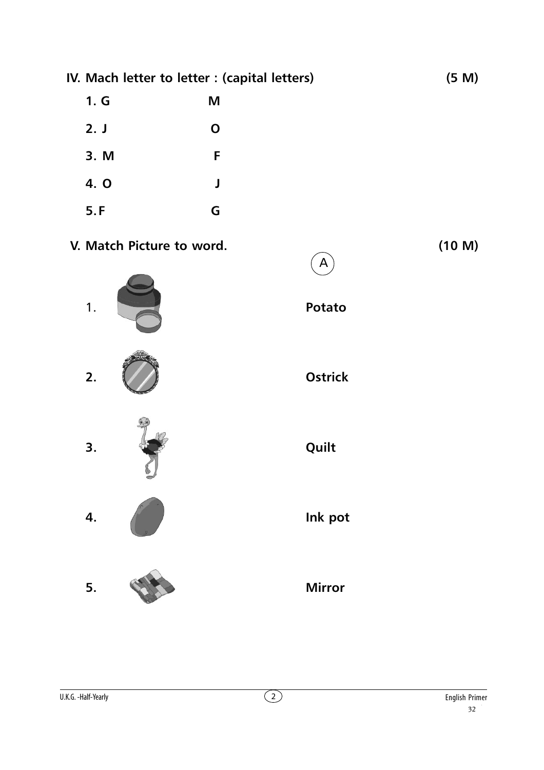**IV. Mach letter to letter : (capital letters)** **(5 M)**

| | |
|---|---|
| **1. G** | **M** |
| **2. J** | **O** |
| **3. M** | **F** |
| **4. O** | **J** |
| **5. F** | **G** |

**V. Match Picture to word.** **(10 M)**

A

| | |
|---|---|
| 1. | **Potato** |
| **2.** | **Ostrick** |
| **3.** | **Quilt** |
| **4.** | **Ink pot** |
| **5.** | **Mirror** |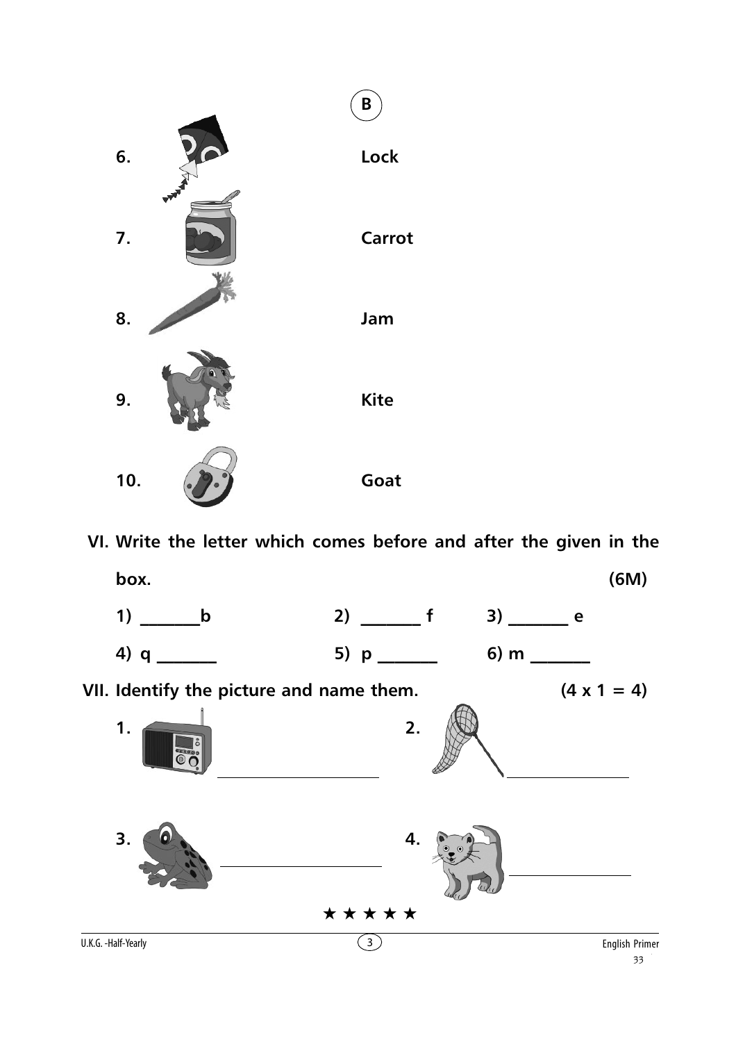**B**

6. Lock

7. Carrot

8. Jam

9. Kite

10. Goat

**VI. Write the letter which comes before and after the given in the box. (6M)**

1) _______b  2) _______ f  3) _______ e

4) q _______  5) p _______  6) m _______

**VII. Identify the picture and name them. (4 x 1 = 4)**

1. ____________________  2. ____________________

3. ____________________  4. ____________________

★ ★ ★ ★ ★